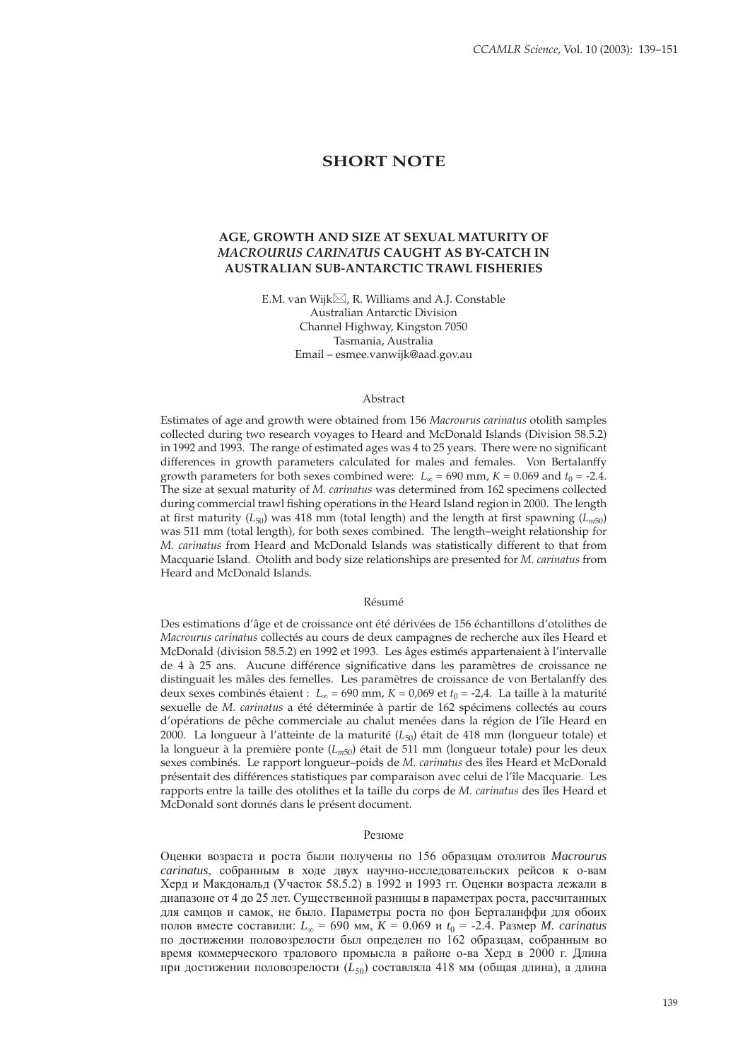## SHORT NOTE

### AGE, GROWTH AND SIZE AT SEXUAL MATURITY OF *MACROURUS CARINATUS* CAUGHT AS BY-CATCH IN AUSTRALIAN SUB-ANTARCTIC TRAWL FISHERIES

E.M. van Wijk⊠, R. Williams and A.J. Constable
Australian Antarctic Division
Channel Highway, Kingston 7050
Tasmania, Australia
Email – esmee.vanwijk@aad.gov.au

#### Abstract

Estimates of age and growth were obtained from 156 *Macrourus carinatus* otolith samples collected during two research voyages to Heard and McDonald Islands (Division 58.5.2) in 1992 and 1993. The range of estimated ages was 4 to 25 years. There were no significant differences in growth parameters calculated for males and females. Von Bertalanffy growth parameters for both sexes combined were: $L_\infty$ = 690 mm, $K$ = 0.069 and $t_0$ = -2.4. The size at sexual maturity of *M. carinatus* was determined from 162 specimens collected during commercial trawl fishing operations in the Heard Island region in 2000. The length at first maturity ($L_{50}$) was 418 mm (total length) and the length at first spawning ($L_{m50}$) was 511 mm (total length), for both sexes combined. The length–weight relationship for *M. carinatus* from Heard and McDonald Islands was statistically different to that from Macquarie Island. Otolith and body size relationships are presented for *M. carinatus* from Heard and McDonald Islands.

#### Résumé

Des estimations d'âge et de croissance ont été dérivées de 156 échantillons d'otolithes de *Macrourus carinatus* collectés au cours de deux campagnes de recherche aux îles Heard et McDonald (division 58.5.2) en 1992 et 1993. Les âges estimés appartenaient à l'intervalle de 4 à 25 ans. Aucune différence significative dans les paramètres de croissance ne distinguait les mâles des femelles. Les paramètres de croissance de von Bertalanffy des deux sexes combinés étaient : $L_\infty$ = 690 mm, $K$ = 0,069 et $t_0$ = -2,4. La taille à la maturité sexuelle de *M. carinatus* a été déterminée à partir de 162 spécimens collectés au cours d'opérations de pêche commerciale au chalut menées dans la région de l'île Heard en 2000. La longueur à l'atteinte de la maturité ($L_{50}$) était de 418 mm (longueur totale) et la longueur à la première ponte ($L_{m50}$) était de 511 mm (longueur totale) pour les deux sexes combinés. Le rapport longueur–poids de *M. carinatus* des îles Heard et McDonald présentait des différences statistiques par comparaison avec celui de l'île Macquarie. Les rapports entre la taille des otolithes et la taille du corps de *M. carinatus* des îles Heard et McDonald sont donnés dans le présent document.

#### Резюме

Оценки возраста и роста были получены по 156 образцам отолитов *Macrourus carinatus*, собранным в ходе двух научно-исследовательских рейсов к о-вам Херд и Макдональд (Участок 58.5.2) в 1992 и 1993 гг. Оценки возраста лежали в диапазоне от 4 до 25 лет. Существенной разницы в параметрах роста, рассчитанных для самцов и самок, не было. Параметры роста по фон Берталанффи для обоих полов вместе составили: $L_\infty$ = 690 мм, $K$ = 0.069 и $t_0$ = -2.4. Размер *M. carinatus* по достижении половозрелости был определен по 162 образцам, собранным во время коммерческого тралового промысла в районе о-ва Херд в 2000 г. Длина при достижении половозрелости ($L_{50}$) составляла 418 мм (общая длина), а длина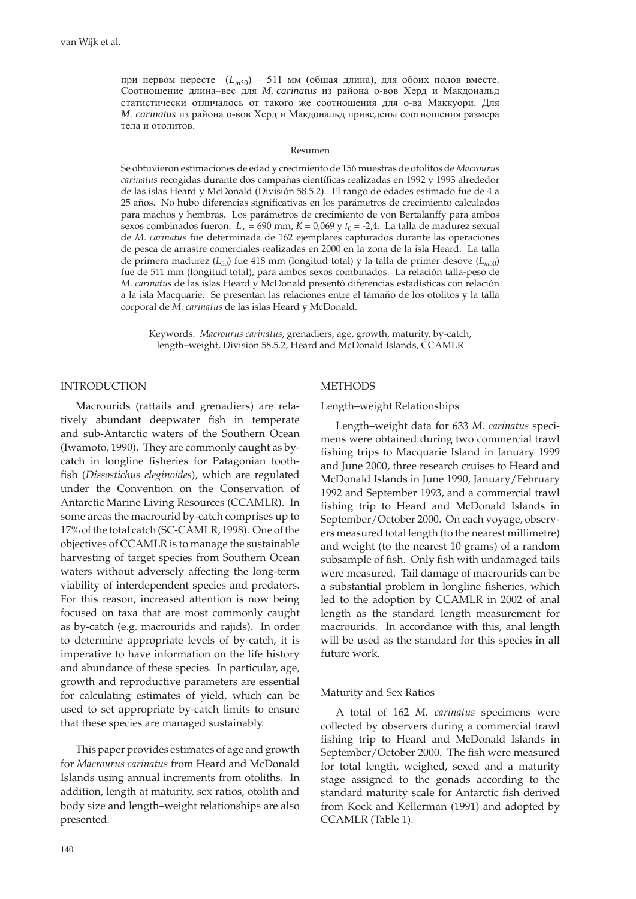при первом нересте ($L_{m50}$) – 511 мм (общая длина), для обоих полов вместе. Соотношение длина–вес для *M. carinatus* из района о-вов Херд и Макдональд статистически отличалось от такого же соотношения для о-ва Маккуори. Для *M. carinatus* из района о-вов Херд и Макдональд приведены соотношения размера тела и отолитов.

## Resumen

Se obtuvieron estimaciones de edad y crecimiento de 156 muestras de otolitos de *Macrourus carinatus* recogidas durante dos campañas científicas realizadas en 1992 y 1993 alrededor de las islas Heard y McDonald (División 58.5.2). El rango de edades estimado fue de 4 a 25 años. No hubo diferencias significativas en los parámetros de crecimiento calculados para machos y hembras. Los parámetros de crecimiento de von Bertalanffy para ambos sexos combinados fueron: $L_\infty$ = 690 mm, $K$ = 0,069 y $t_0$ = -2,4. La talla de madurez sexual de *M. carinatus* fue determinada de 162 ejemplares capturados durante las operaciones de pesca de arrastre comerciales realizadas en 2000 en la zona de la isla Heard. La talla de primera madurez ($L_{50}$) fue 418 mm (longitud total) y la talla de primer desove ($L_{m50}$) fue de 511 mm (longitud total), para ambos sexos combinados. La relación talla-peso de *M. carinatus* de las islas Heard y McDonald presentó diferencias estadísticas con relación a la isla Macquarie. Se presentan las relaciones entre el tamaño de los otolitos y la talla corporal de *M. carinatus* de las islas Heard y McDonald.

Keywords: *Macrourus carinatus*, grenadiers, age, growth, maturity, by-catch, length–weight, Division 58.5.2, Heard and McDonald Islands, CCAMLR

## INTRODUCTION

Macrourids (rattails and grenadiers) are relatively abundant deepwater fish in temperate and sub-Antarctic waters of the Southern Ocean (Iwamoto, 1990). They are commonly caught as by-catch in longline fisheries for Patagonian toothfish (*Dissostichus eleginoides*), which are regulated under the Convention on the Conservation of Antarctic Marine Living Resources (CCAMLR). In some areas the macrourid by-catch comprises up to 17% of the total catch (SC-CAMLR, 1998). One of the objectives of CCAMLR is to manage the sustainable harvesting of target species from Southern Ocean waters without adversely affecting the long-term viability of interdependent species and predators. For this reason, increased attention is now being focused on taxa that are most commonly caught as by-catch (e.g. macrourids and rajids). In order to determine appropriate levels of by-catch, it is imperative to have information on the life history and abundance of these species. In particular, age, growth and reproductive parameters are essential for calculating estimates of yield, which can be used to set appropriate by-catch limits to ensure that these species are managed sustainably.

This paper provides estimates of age and growth for *Macrourus carinatus* from Heard and McDonald Islands using annual increments from otoliths. In addition, length at maturity, sex ratios, otolith and body size and length–weight relationships are also presented.

## METHODS

### Length–weight Relationships

Length–weight data for 633 *M. carinatus* specimens were obtained during two commercial trawl fishing trips to Macquarie Island in January 1999 and June 2000, three research cruises to Heard and McDonald Islands in June 1990, January/February 1992 and September 1993, and a commercial trawl fishing trip to Heard and McDonald Islands in September/October 2000. On each voyage, observers measured total length (to the nearest millimetre) and weight (to the nearest 10 grams) of a random subsample of fish. Only fish with undamaged tails were measured. Tail damage of macrourids can be a substantial problem in longline fisheries, which led to the adoption by CCAMLR in 2002 of anal length as the standard length measurement for macrourids. In accordance with this, anal length will be used as the standard for this species in all future work.

### Maturity and Sex Ratios

A total of 162 *M. carinatus* specimens were collected by observers during a commercial trawl fishing trip to Heard and McDonald Islands in September/October 2000. The fish were measured for total length, weighed, sexed and a maturity stage assigned to the gonads according to the standard maturity scale for Antarctic fish derived from Kock and Kellerman (1991) and adopted by CCAMLR (Table 1).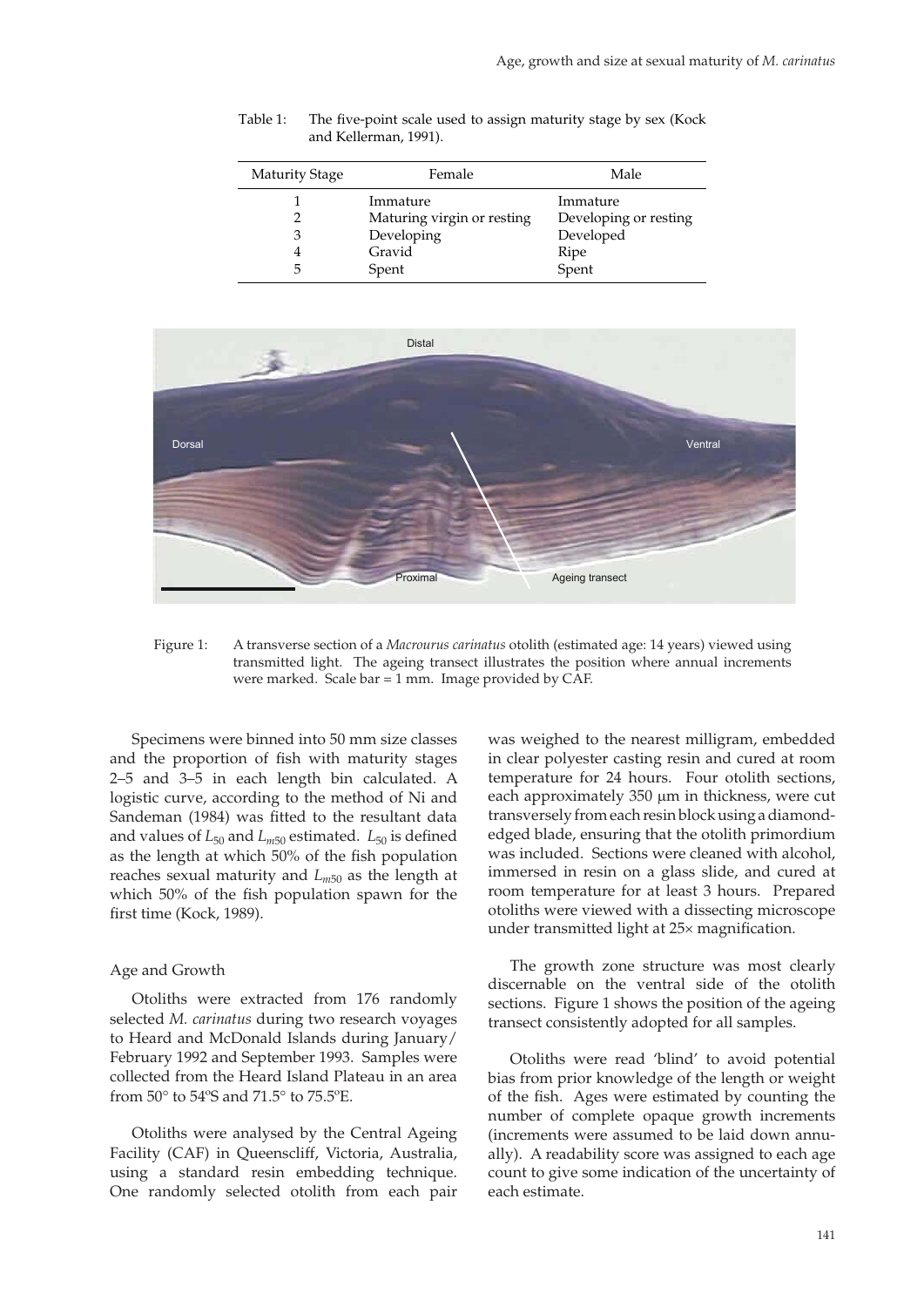Table 1: The five-point scale used to assign maturity stage by sex (Kock and Kellerman, 1991).

| Maturity Stage | Female | Male |
|---|---|---|
| 1 | Immature | Immature |
| 2 | Maturing virgin or resting | Developing or resting |
| 3 | Developing | Developed |
| 4 | Gravid | Ripe |
| 5 | Spent | Spent |

Figure 1: A transverse section of a *Macrourus carinatus* otolith (estimated age: 14 years) viewed using transmitted light. The ageing transect illustrates the position where annual increments were marked. Scale bar = 1 mm. Image provided by CAF.

Specimens were binned into 50 mm size classes and the proportion of fish with maturity stages 2–5 and 3–5 in each length bin calculated. A logistic curve, according to the method of Ni and Sandeman (1984) was fitted to the resultant data and values of $L_{50}$ and $L_{m50}$ estimated. $L_{50}$ is defined as the length at which 50% of the fish population reaches sexual maturity and $L_{m50}$ as the length at which 50% of the fish population spawn for the first time (Kock, 1989).

### Age and Growth

Otoliths were extracted from 176 randomly selected *M. carinatus* during two research voyages to Heard and McDonald Islands during January/ February 1992 and September 1993. Samples were collected from the Heard Island Plateau in an area from 50° to 54ºS and 71.5° to 75.5ºE.

Otoliths were analysed by the Central Ageing Facility (CAF) in Queenscliff, Victoria, Australia, using a standard resin embedding technique. One randomly selected otolith from each pair was weighed to the nearest milligram, embedded in clear polyester casting resin and cured at room temperature for 24 hours. Four otolith sections, each approximately 350 µm in thickness, were cut transversely from each resin block using a diamond-edged blade, ensuring that the otolith primordium was included. Sections were cleaned with alcohol, immersed in resin on a glass slide, and cured at room temperature for at least 3 hours. Prepared otoliths were viewed with a dissecting microscope under transmitted light at 25× magnification.

The growth zone structure was most clearly discernable on the ventral side of the otolith sections. Figure 1 shows the position of the ageing transect consistently adopted for all samples.

Otoliths were read 'blind' to avoid potential bias from prior knowledge of the length or weight of the fish. Ages were estimated by counting the number of complete opaque growth increments (increments were assumed to be laid down annually). A readability score was assigned to each age count to give some indication of the uncertainty of each estimate.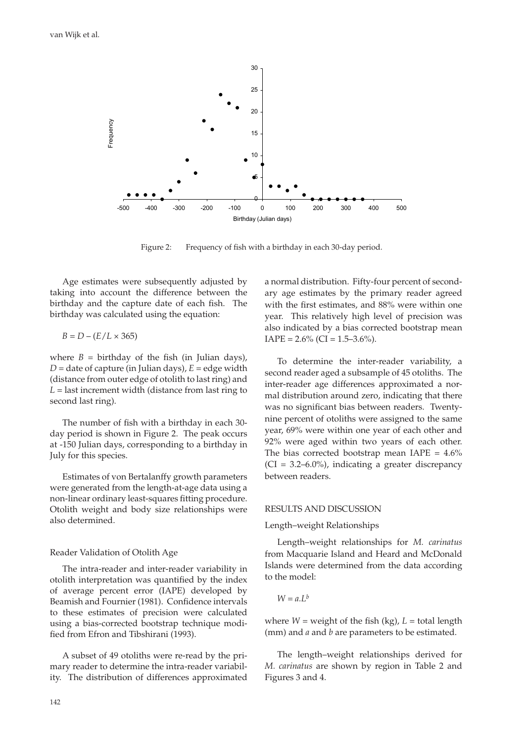Figure 2: Frequency of fish with a birthday in each 30-day period.

Age estimates were subsequently adjusted by taking into account the difference between the birthday and the capture date of each fish. The birthday was calculated using the equation:

$$B = D - (E/L \times 365)$$

where $B$ = birthday of the fish (in Julian days), $D$ = date of capture (in Julian days), $E$ = edge width (distance from outer edge of otolith to last ring) and $L$ = last increment width (distance from last ring to second last ring).

The number of fish with a birthday in each 30-day period is shown in Figure 2. The peak occurs at -150 Julian days, corresponding to a birthday in July for this species.

Estimates of von Bertalanffy growth parameters were generated from the length-at-age data using a non-linear ordinary least-squares fitting procedure. Otolith weight and body size relationships were also determined.

### Reader Validation of Otolith Age

The intra-reader and inter-reader variability in otolith interpretation was quantified by the index of average percent error (IAPE) developed by Beamish and Fournier (1981). Confidence intervals to these estimates of precision were calculated using a bias-corrected bootstrap technique modified from Efron and Tibshirani (1993).

A subset of 49 otoliths were re-read by the primary reader to determine the intra-reader variability. The distribution of differences approximated a normal distribution. Fifty-four percent of secondary age estimates by the primary reader agreed with the first estimates, and 88% were within one year. This relatively high level of precision was also indicated by a bias corrected bootstrap mean IAPE = 2.6% (CI = 1.5–3.6%).

To determine the inter-reader variability, a second reader aged a subsample of 45 otoliths. The inter-reader age differences approximated a normal distribution around zero, indicating that there was no significant bias between readers. Twenty-nine percent of otoliths were assigned to the same year, 69% were within one year of each other and 92% were aged within two years of each other. The bias corrected bootstrap mean IAPE = 4.6% (CI = 3.2–6.0%), indicating a greater discrepancy between readers.

## RESULTS AND DISCUSSION

### Length–weight Relationships

Length–weight relationships for *M. carinatus* from Macquarie Island and Heard and McDonald Islands were determined from the data according to the model:

$$W = a.L^b$$

where $W$ = weight of the fish (kg), $L$ = total length (mm) and $a$ and $b$ are parameters to be estimated.

The length–weight relationships derived for *M. carinatus* are shown by region in Table 2 and Figures 3 and 4.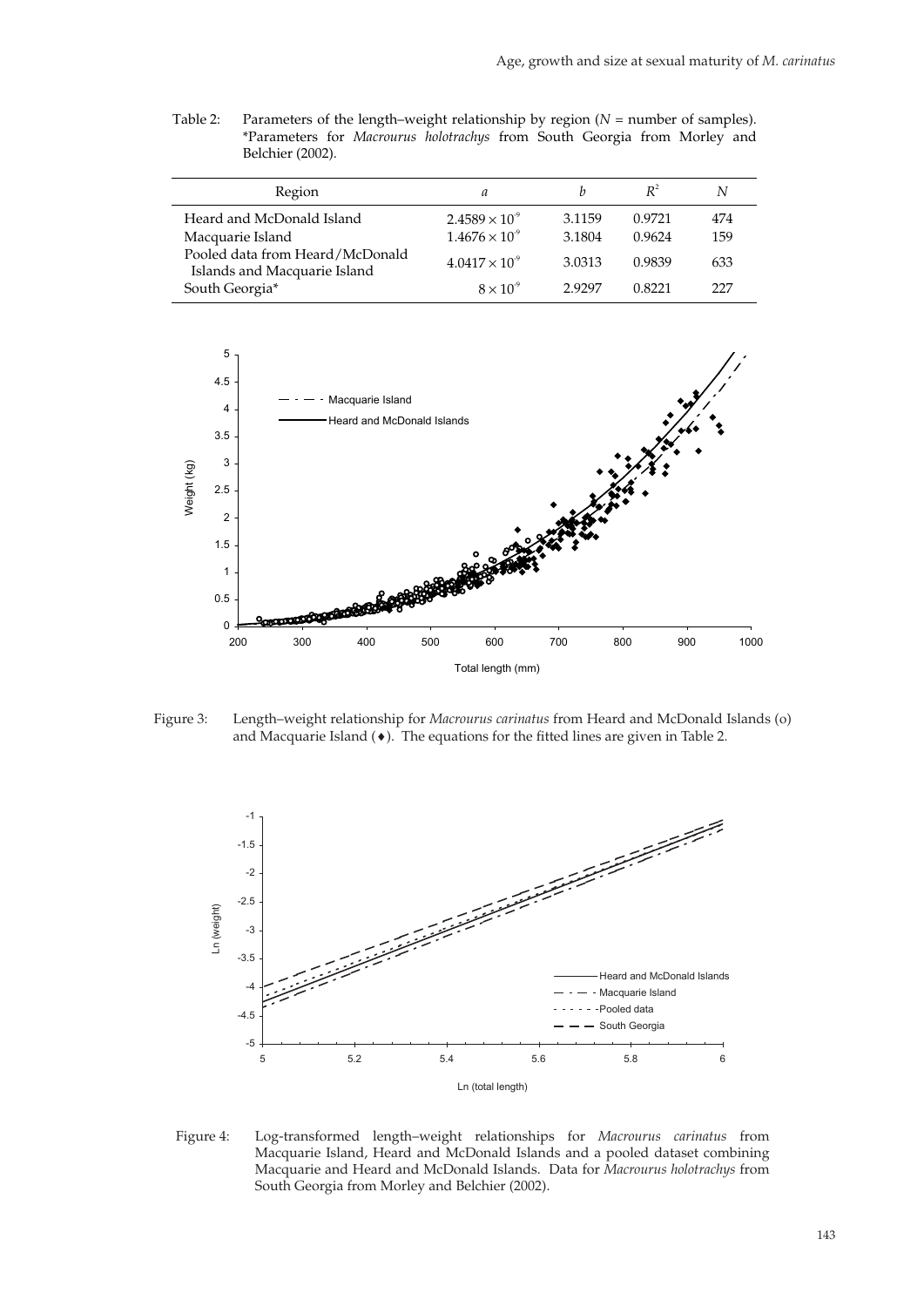Table 2: Parameters of the length–weight relationship by region ($N$ = number of samples). *Parameters for *Macrourus holotrachys* from South Georgia from Morley and Belchier (2002).

| Region | $a$ | $b$ | $R^2$ | $N$ |
|---|---|---|---|---|
| Heard and McDonald Island | $2.4589 \times 10^{-9}$ | 3.1159 | 0.9721 | 474 |
| Macquarie Island | $1.4676 \times 10^{-9}$ | 3.1804 | 0.9624 | 159 |
| Pooled data from Heard/McDonald Islands and Macquarie Island | $4.0417 \times 10^{-9}$ | 3.0313 | 0.9839 | 633 |
| South Georgia* | $8 \times 10^{-9}$ | 2.9297 | 0.8221 | 227 |

Figure 3: Length–weight relationship for *Macrourus carinatus* from Heard and McDonald Islands (o) and Macquarie Island (♦). The equations for the fitted lines are given in Table 2.

Figure 4: Log-transformed length–weight relationships for *Macrourus carinatus* from Macquarie Island, Heard and McDonald Islands and a pooled dataset combining Macquarie and Heard and McDonald Islands. Data for *Macrourus holotrachys* from South Georgia from Morley and Belchier (2002).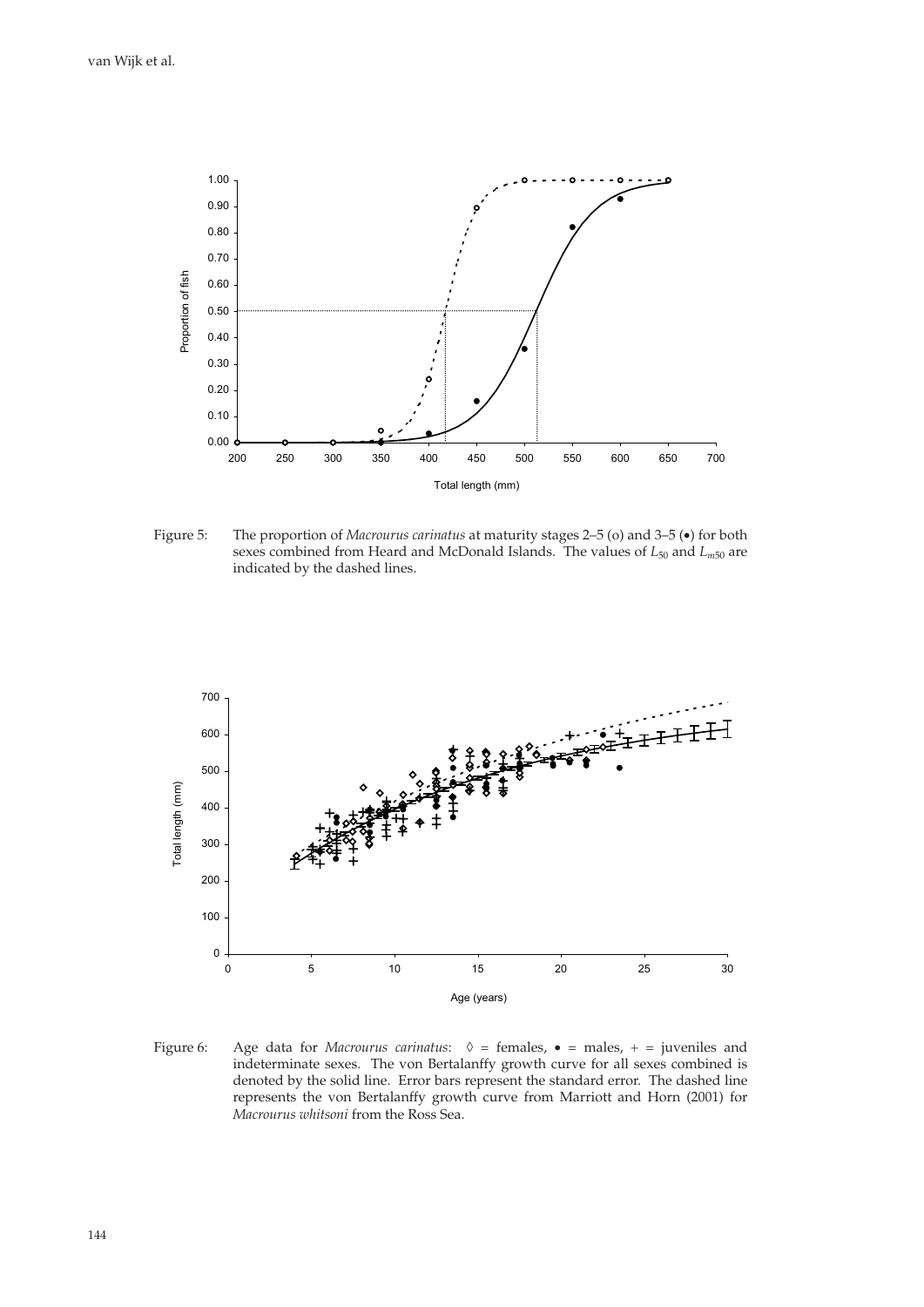Figure 5: The proportion of *Macrourus carinatus* at maturity stages 2–5 (o) and 3–5 (•) for both sexes combined from Heard and McDonald Islands. The values of $L_{50}$ and $L_{m50}$ are indicated by the dashed lines.

Figure 6: Age data for *Macrourus carinatus*: ◊ = females, • = males, + = juveniles and indeterminate sexes. The von Bertalanffy growth curve for all sexes combined is denoted by the solid line. Error bars represent the standard error. The dashed line represents the von Bertalanffy growth curve from Marriott and Horn (2001) for *Macrourus whitsoni* from the Ross Sea.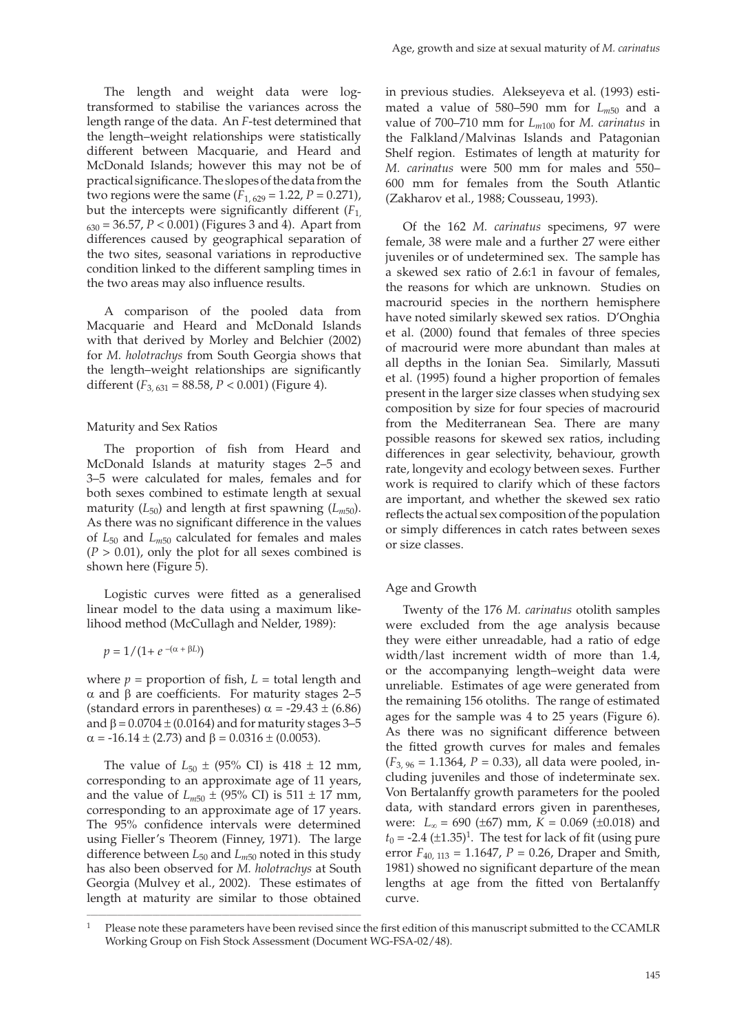The length and weight data were log-transformed to stabilise the variances across the length range of the data. An *F*-test determined that the length–weight relationships were statistically different between Macquarie, and Heard and McDonald Islands; however this may not be of practical significance. The slopes of the data from the two regions were the same ($F_{1, 629} = 1.22$, $P = 0.271$), but the intercepts were significantly different ($F_{1, 630} = 36.57$, $P < 0.001$) (Figures 3 and 4). Apart from differences caused by geographical separation of the two sites, seasonal variations in reproductive condition linked to the different sampling times in the two areas may also influence results.

A comparison of the pooled data from Macquarie and Heard and McDonald Islands with that derived by Morley and Belchier (2002) for *M. holotrachys* from South Georgia shows that the length–weight relationships are significantly different ($F_{3, 631} = 88.58$, $P < 0.001$) (Figure 4).

## Maturity and Sex Ratios

The proportion of fish from Heard and McDonald Islands at maturity stages 2–5 and 3–5 were calculated for males, females and for both sexes combined to estimate length at sexual maturity ($L_{50}$) and length at first spawning ($L_{m50}$). As there was no significant difference in the values of $L_{50}$ and $L_{m50}$ calculated for females and males ($P > 0.01$), only the plot for all sexes combined is shown here (Figure 5).

Logistic curves were fitted as a generalised linear model to the data using a maximum likelihood method (McCullagh and Nelder, 1989):

$$p = 1/(1 + e^{-(\alpha + \beta L)})$$

where $p$ = proportion of fish, $L$ = total length and $\alpha$ and $\beta$ are coefficients. For maturity stages 2–5 (standard errors in parentheses) $\alpha = -29.43 \pm (6.86)$ and $\beta = 0.0704 \pm (0.0164)$ and for maturity stages 3–5 $\alpha = -16.14 \pm (2.73)$ and $\beta = 0.0316 \pm (0.0053)$.

The value of $L_{50} \pm$ (95% CI) is 418 ± 12 mm, corresponding to an approximate age of 11 years, and the value of $L_{m50} \pm$ (95% CI) is 511 ± 17 mm, corresponding to an approximate age of 17 years. The 95% confidence intervals were determined using Fieller's Theorem (Finney, 1971). The large difference between $L_{50}$ and $L_{m50}$ noted in this study has also been observed for *M. holotrachys* at South Georgia (Mulvey et al., 2002). These estimates of length at maturity are similar to those obtained in previous studies. Alekseyeva et al. (1993) estimated a value of 580–590 mm for $L_{m50}$ and a value of 700–710 mm for $L_{m100}$ for *M. carinatus* in the Falkland/Malvinas Islands and Patagonian Shelf region. Estimates of length at maturity for *M. carinatus* were 500 mm for males and 550–600 mm for females from the South Atlantic (Zakharov et al., 1988; Cousseau, 1993).

Of the 162 *M. carinatus* specimens, 97 were female, 38 were male and a further 27 were either juveniles or of undetermined sex. The sample has a skewed sex ratio of 2.6:1 in favour of females, the reasons for which are unknown. Studies on macrourid species in the northern hemisphere have noted similarly skewed sex ratios. D'Onghia et al. (2000) found that females of three species of macrourid were more abundant than males at all depths in the Ionian Sea. Similarly, Massuti et al. (1995) found a higher proportion of females present in the larger size classes when studying sex composition by size for four species of macrourid from the Mediterranean Sea. There are many possible reasons for skewed sex ratios, including differences in gear selectivity, behaviour, growth rate, longevity and ecology between sexes. Further work is required to clarify which of these factors are important, and whether the skewed sex ratio reflects the actual sex composition of the population or simply differences in catch rates between sexes or size classes.

## Age and Growth

Twenty of the 176 *M. carinatus* otolith samples were excluded from the age analysis because they were either unreadable, had a ratio of edge width/last increment width of more than 1.4, or the accompanying length–weight data were unreliable. Estimates of age were generated from the remaining 156 otoliths. The range of estimated ages for the sample was 4 to 25 years (Figure 6). As there was no significant difference between the fitted growth curves for males and females ($F_{3, 96} = 1.1364$, $P = 0.33$), all data were pooled, including juveniles and those of indeterminate sex. Von Bertalanffy growth parameters for the pooled data, with standard errors given in parentheses, were: $L_\infty = 690$ (±67) mm, $K = 0.069$ (±0.018) and $t_0 = -2.4$ (±1.35)[1]. The test for lack of fit (using pure error $F_{40, 113} = 1.1647$, $P = 0.26$, Draper and Smith, 1981) showed no significant departure of the mean lengths at age from the fitted von Bertalanffy curve.

[1] Please note these parameters have been revised since the first edition of this manuscript submitted to the CCAMLR Working Group on Fish Stock Assessment (Document WG-FSA-02/48).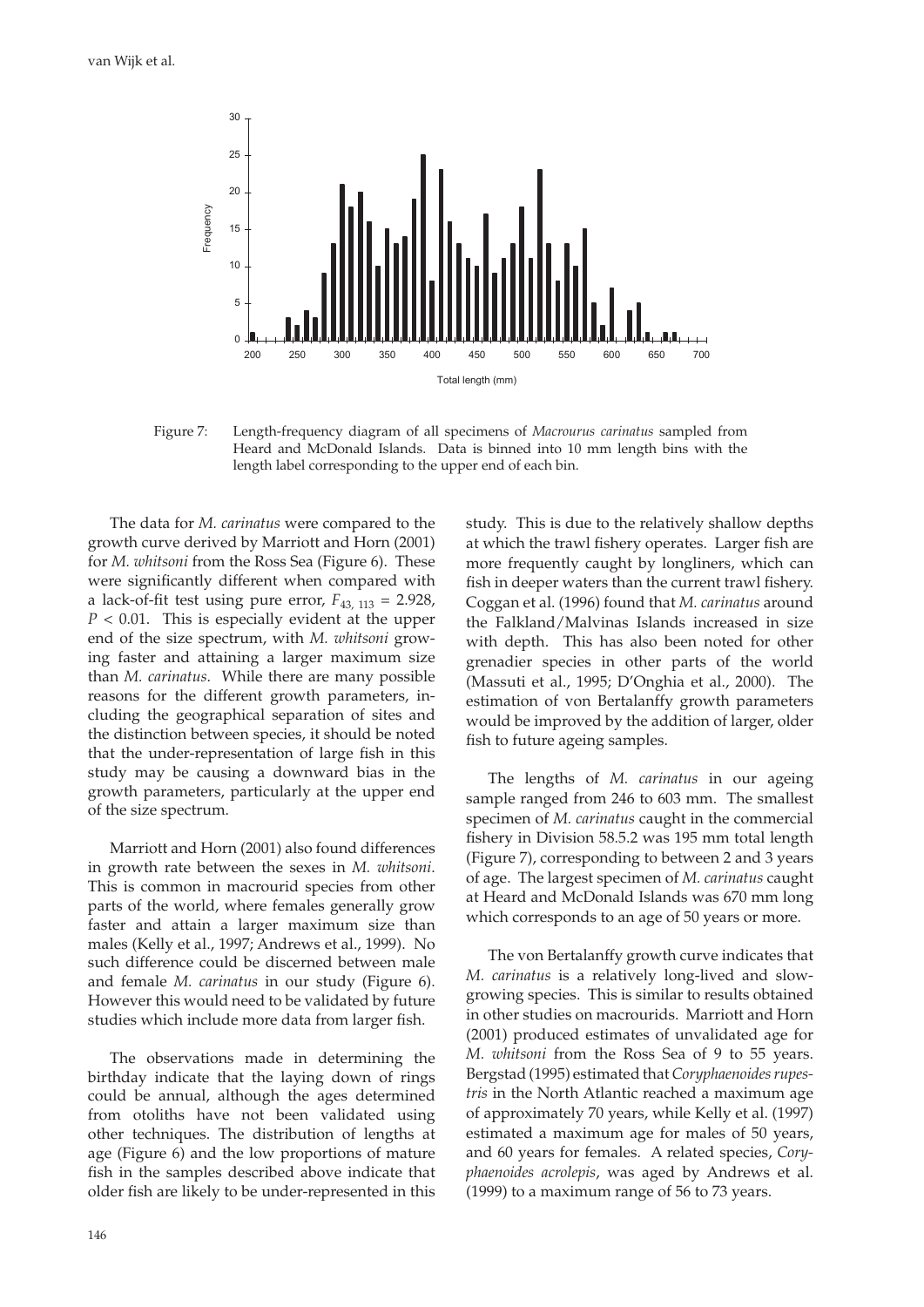Figure 7: Length-frequency diagram of all specimens of *Macrourus carinatus* sampled from Heard and McDonald Islands. Data is binned into 10 mm length bins with the length label corresponding to the upper end of each bin.

The data for *M. carinatus* were compared to the growth curve derived by Marriott and Horn (2001) for *M. whitsoni* from the Ross Sea (Figure 6). These were significantly different when compared with a lack-of-fit test using pure error, $F_{43,\ 113} = 2.928$, $P < 0.01$. This is especially evident at the upper end of the size spectrum, with *M. whitsoni* growing faster and attaining a larger maximum size than *M. carinatus*. While there are many possible reasons for the different growth parameters, including the geographical separation of sites and the distinction between species, it should be noted that the under-representation of large fish in this study may be causing a downward bias in the growth parameters, particularly at the upper end of the size spectrum.

Marriott and Horn (2001) also found differences in growth rate between the sexes in *M. whitsoni*. This is common in macrourid species from other parts of the world, where females generally grow faster and attain a larger maximum size than males (Kelly et al., 1997; Andrews et al., 1999). No such difference could be discerned between male and female *M. carinatus* in our study (Figure 6). However this would need to be validated by future studies which include more data from larger fish.

The observations made in determining the birthday indicate that the laying down of rings could be annual, although the ages determined from otoliths have not been validated using other techniques. The distribution of lengths at age (Figure 6) and the low proportions of mature fish in the samples described above indicate that older fish are likely to be under-represented in this study. This is due to the relatively shallow depths at which the trawl fishery operates. Larger fish are more frequently caught by longliners, which can fish in deeper waters than the current trawl fishery. Coggan et al. (1996) found that *M. carinatus* around the Falkland/Malvinas Islands increased in size with depth. This has also been noted for other grenadier species in other parts of the world (Massuti et al., 1995; D'Onghia et al., 2000). The estimation of von Bertalanffy growth parameters would be improved by the addition of larger, older fish to future ageing samples.

The lengths of *M. carinatus* in our ageing sample ranged from 246 to 603 mm. The smallest specimen of *M. carinatus* caught in the commercial fishery in Division 58.5.2 was 195 mm total length (Figure 7), corresponding to between 2 and 3 years of age. The largest specimen of *M. carinatus* caught at Heard and McDonald Islands was 670 mm long which corresponds to an age of 50 years or more.

The von Bertalanffy growth curve indicates that *M. carinatus* is a relatively long-lived and slow-growing species. This is similar to results obtained in other studies on macrourids. Marriott and Horn (2001) produced estimates of unvalidated age for *M. whitsoni* from the Ross Sea of 9 to 55 years. Bergstad (1995) estimated that *Coryphaenoides rupestris* in the North Atlantic reached a maximum age of approximately 70 years, while Kelly et al. (1997) estimated a maximum age for males of 50 years, and 60 years for females. A related species, *Coryphaenoides acrolepis*, was aged by Andrews et al. (1999) to a maximum range of 56 to 73 years.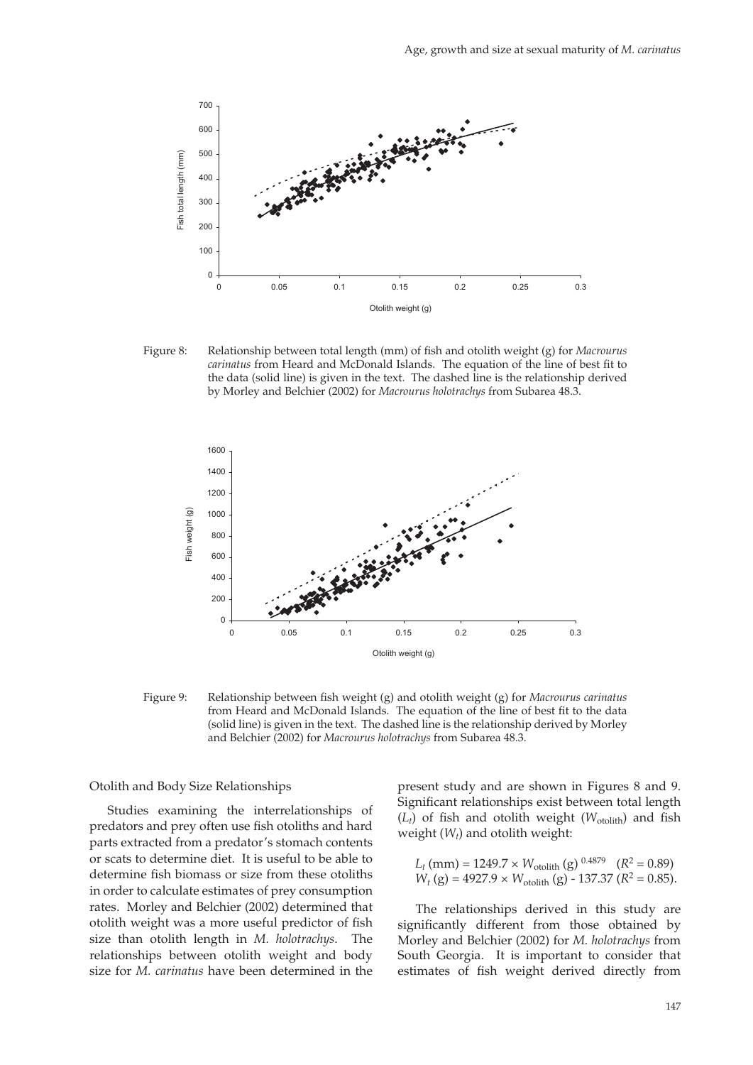Figure 8: Relationship between total length (mm) of fish and otolith weight (g) for *Macrourus carinatus* from Heard and McDonald Islands. The equation of the line of best fit to the data (solid line) is given in the text. The dashed line is the relationship derived by Morley and Belchier (2002) for *Macrourus holotrachys* from Subarea 48.3.

Figure 9: Relationship between fish weight (g) and otolith weight (g) for *Macrourus carinatus* from Heard and McDonald Islands. The equation of the line of best fit to the data (solid line) is given in the text. The dashed line is the relationship derived by Morley and Belchier (2002) for *Macrourus holotrachys* from Subarea 48.3.

Otolith and Body Size Relationships

Studies examining the interrelationships of predators and prey often use fish otoliths and hard parts extracted from a predator's stomach contents or scats to determine diet. It is useful to be able to determine fish biomass or size from these otoliths in order to calculate estimates of prey consumption rates. Morley and Belchier (2002) determined that otolith weight was a more useful predictor of fish size than otolith length in *M. holotrachys*. The relationships between otolith weight and body size for *M. carinatus* have been determined in the present study and are shown in Figures 8 and 9. Significant relationships exist between total length ($L_t$) of fish and otolith weight ($W_{\text{otolith}}$) and fish weight ($W_t$) and otolith weight:

$$L_t \text{ (mm)} = 1249.7 \times W_{\text{otolith}} \text{ (g)}^{0.4879} \quad (R^2 = 0.89)$$
$$W_t \text{ (g)} = 4927.9 \times W_{\text{otolith}} \text{ (g)} - 137.37 \; (R^2 = 0.85).$$

The relationships derived in this study are significantly different from those obtained by Morley and Belchier (2002) for *M. holotrachys* from South Georgia. It is important to consider that estimates of fish weight derived directly from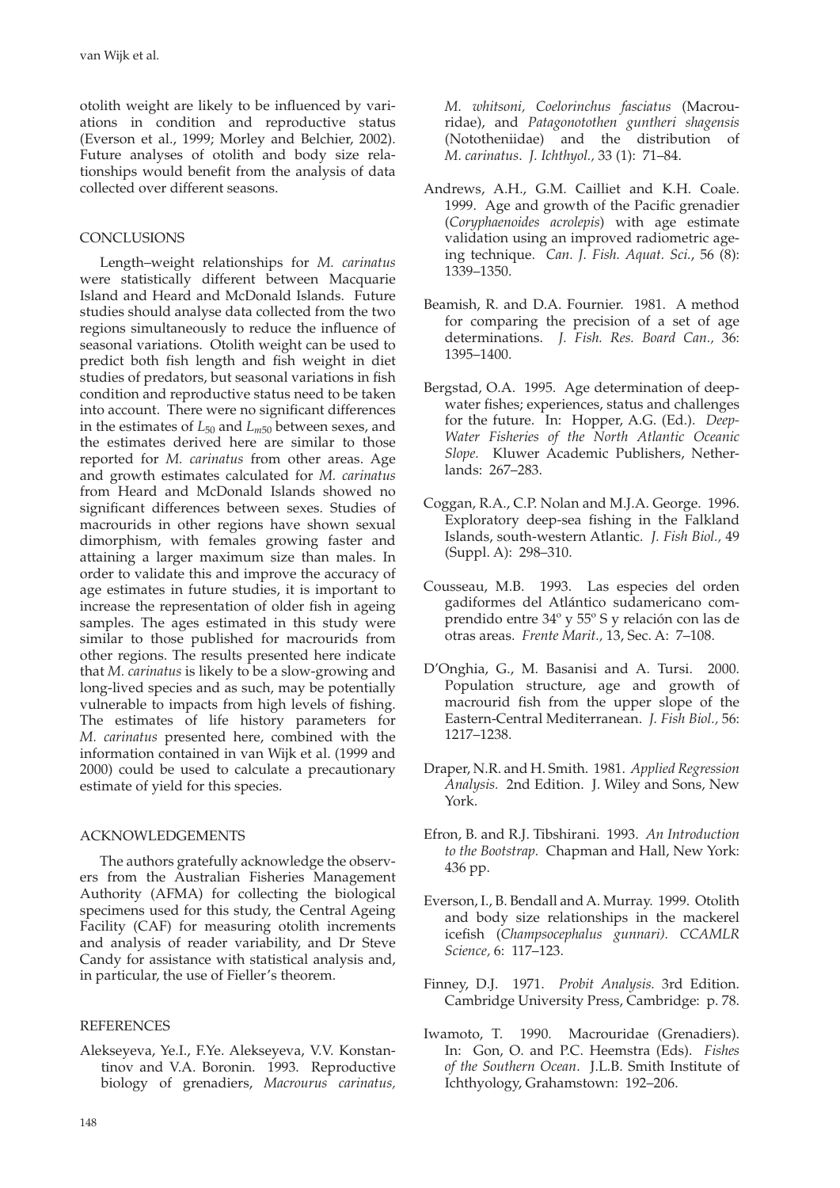otolith weight are likely to be influenced by variations in condition and reproductive status (Everson et al., 1999; Morley and Belchier, 2002). Future analyses of otolith and body size relationships would benefit from the analysis of data collected over different seasons.

## CONCLUSIONS

Length–weight relationships for *M. carinatus* were statistically different between Macquarie Island and Heard and McDonald Islands. Future studies should analyse data collected from the two regions simultaneously to reduce the influence of seasonal variations. Otolith weight can be used to predict both fish length and fish weight in diet studies of predators, but seasonal variations in fish condition and reproductive status need to be taken into account. There were no significant differences in the estimates of $L_{50}$ and $L_{m50}$ between sexes, and the estimates derived here are similar to those reported for *M. carinatus* from other areas. Age and growth estimates calculated for *M. carinatus* from Heard and McDonald Islands showed no significant differences between sexes. Studies of macrourids in other regions have shown sexual dimorphism, with females growing faster and attaining a larger maximum size than males. In order to validate this and improve the accuracy of age estimates in future studies, it is important to increase the representation of older fish in ageing samples. The ages estimated in this study were similar to those published for macrourids from other regions. The results presented here indicate that *M. carinatus* is likely to be a slow-growing and long-lived species and as such, may be potentially vulnerable to impacts from high levels of fishing. The estimates of life history parameters for *M. carinatus* presented here, combined with the information contained in van Wijk et al. (1999 and 2000) could be used to calculate a precautionary estimate of yield for this species.

## ACKNOWLEDGEMENTS

The authors gratefully acknowledge the observers from the Australian Fisheries Management Authority (AFMA) for collecting the biological specimens used for this study, the Central Ageing Facility (CAF) for measuring otolith increments and analysis of reader variability, and Dr Steve Candy for assistance with statistical analysis and, in particular, the use of Fieller's theorem.

## REFERENCES

Alekseyeva, Ye.I., F.Ye. Alekseyeva, V.V. Konstantinov and V.A. Boronin. 1993. Reproductive biology of grenadiers, *Macrourus carinatus, M. whitsoni, Coelorinchus fasciatus* (Macrouridae), and *Patagonotothen guntheri shagensis* (Nototheniidae) and the distribution of *M. carinatus*. *J. Ichthyol.*, 33 (1): 71–84.

Andrews, A.H., G.M. Cailliet and K.H. Coale. 1999. Age and growth of the Pacific grenadier (*Coryphaenoides acrolepis*) with age estimate validation using an improved radiometric ageing technique. *Can. J. Fish. Aquat. Sci.*, 56 (8): 1339–1350.

Beamish, R. and D.A. Fournier. 1981. A method for comparing the precision of a set of age determinations. *J. Fish. Res. Board Can.*, 36: 1395–1400.

Bergstad, O.A. 1995. Age determination of deep-water fishes; experiences, status and challenges for the future. In: Hopper, A.G. (Ed.). *Deep-Water Fisheries of the North Atlantic Oceanic Slope.* Kluwer Academic Publishers, Netherlands: 267–283.

Coggan, R.A., C.P. Nolan and M.J.A. George. 1996. Exploratory deep-sea fishing in the Falkland Islands, south-western Atlantic. *J. Fish Biol.*, 49 (Suppl. A): 298–310.

Cousseau, M.B. 1993. Las especies del orden gadiformes del Atlántico sudamericano comprendido entre 34º y 55º S y relación con las de otras areas. *Frente Marit.*, 13, Sec. A: 7–108.

D'Onghia, G., M. Basanisi and A. Tursi. 2000. Population structure, age and growth of macrourid fish from the upper slope of the Eastern-Central Mediterranean. *J. Fish Biol.*, 56: 1217–1238.

Draper, N.R. and H. Smith. 1981. *Applied Regression Analysis.* 2nd Edition. J. Wiley and Sons, New York.

Efron, B. and R.J. Tibshirani. 1993. *An Introduction to the Bootstrap.* Chapman and Hall, New York: 436 pp.

Everson, I., B. Bendall and A. Murray. 1999. Otolith and body size relationships in the mackerel icefish (*Champsocephalus gunnari). CCAMLR Science*, 6: 117–123.

Finney, D.J. 1971. *Probit Analysis.* 3rd Edition. Cambridge University Press, Cambridge: p. 78.

Iwamoto, T. 1990. Macrouridae (Grenadiers). In: Gon, O. and P.C. Heemstra (Eds). *Fishes of the Southern Ocean*. J.L.B. Smith Institute of Ichthyology, Grahamstown: 192–206.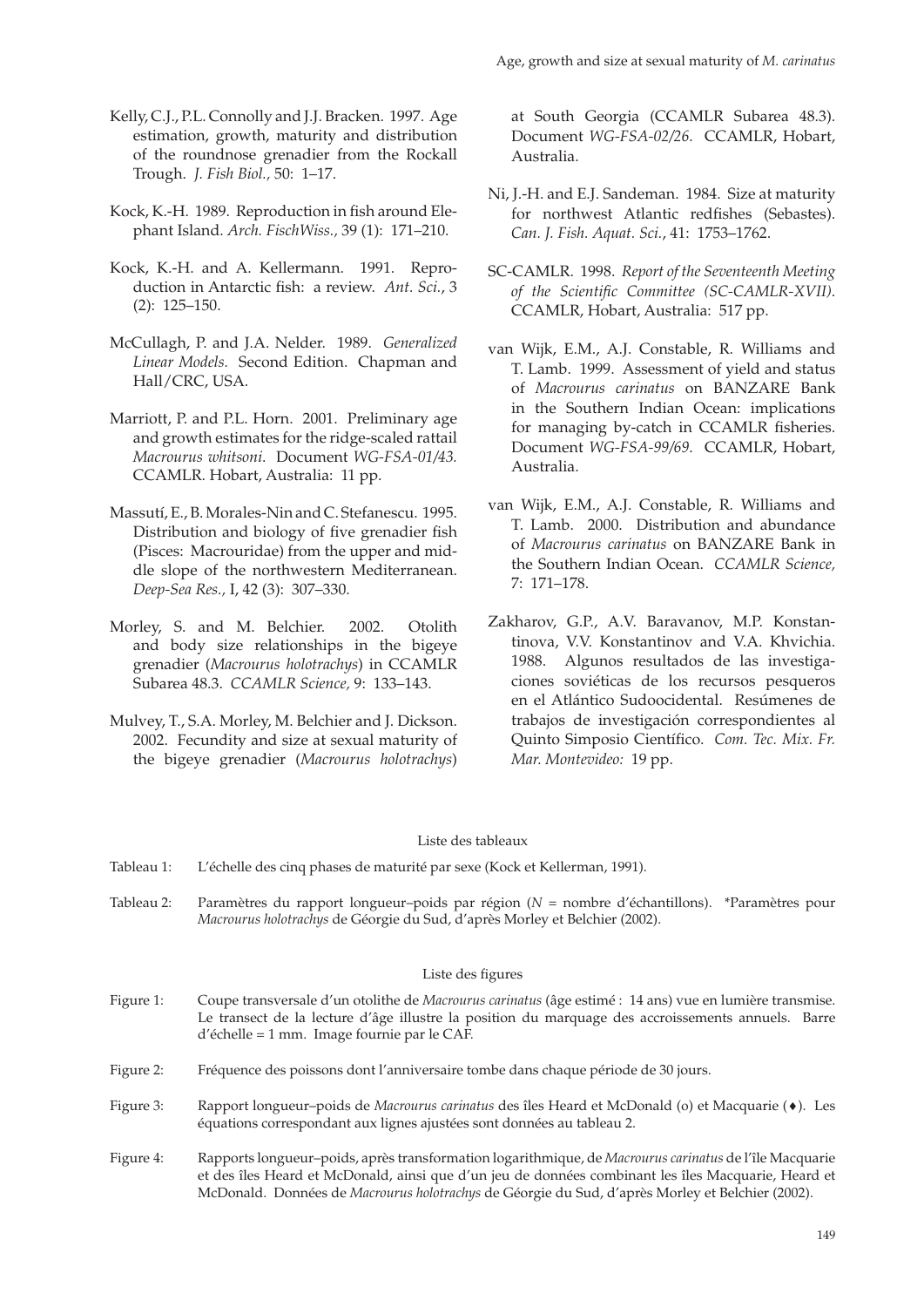Kelly, C.J., P.L. Connolly and J.J. Bracken. 1997. Age estimation, growth, maturity and distribution of the roundnose grenadier from the Rockall Trough. *J. Fish Biol.*, 50: 1–17.

Kock, K.-H. 1989. Reproduction in fish around Elephant Island. *Arch. FischWiss.*, 39 (1): 171–210.

Kock, K.-H. and A. Kellermann. 1991. Reproduction in Antarctic fish: a review. *Ant. Sci.*, 3 (2): 125–150.

McCullagh, P. and J.A. Nelder. 1989. *Generalized Linear Models.* Second Edition. Chapman and Hall/CRC, USA.

Marriott, P. and P.L. Horn. 2001. Preliminary age and growth estimates for the ridge-scaled rattail *Macrourus whitsoni*. Document *WG-FSA-01/43.* CCAMLR. Hobart, Australia: 11 pp.

Massutí, E., B. Morales-Nin and C. Stefanescu. 1995. Distribution and biology of five grenadier fish (Pisces: Macrouridae) from the upper and middle slope of the northwestern Mediterranean. *Deep-Sea Res.*, I, 42 (3): 307–330.

Morley, S. and M. Belchier. 2002. Otolith and body size relationships in the bigeye grenadier (*Macrourus holotrachys*) in CCAMLR Subarea 48.3. *CCAMLR Science,* 9: 133–143.

Mulvey, T., S.A. Morley, M. Belchier and J. Dickson. 2002. Fecundity and size at sexual maturity of the bigeye grenadier (*Macrourus holotrachys*) at South Georgia (CCAMLR Subarea 48.3). Document *WG-FSA-02/26.* CCAMLR, Hobart, Australia.

Ni, J.-H. and E.J. Sandeman. 1984. Size at maturity for northwest Atlantic redfishes (Sebastes). *Can. J. Fish. Aquat. Sci.*, 41: 1753–1762.

SC-CAMLR. 1998. *Report of the Seventeenth Meeting of the Scientific Committee (SC-CAMLR-XVII).* CCAMLR, Hobart, Australia: 517 pp.

van Wijk, E.M., A.J. Constable, R. Williams and T. Lamb. 1999. Assessment of yield and status of *Macrourus carinatus* on BANZARE Bank in the Southern Indian Ocean: implications for managing by-catch in CCAMLR fisheries. Document *WG-FSA-99/69*. CCAMLR, Hobart, Australia.

van Wijk, E.M., A.J. Constable, R. Williams and T. Lamb. 2000. Distribution and abundance of *Macrourus carinatus* on BANZARE Bank in the Southern Indian Ocean. *CCAMLR Science,* 7: 171–178.

Zakharov, G.P., A.V. Baravanov, M.P. Konstantinova, V.V. Konstantinov and V.A. Khvichia. 1988. Algunos resultados de las investigaciones soviéticas de los recursos pesqueros en el Atlántico Sudoocidental. Resúmenes de trabajos de investigación correspondientes al Quinto Simposio Científico. *Com. Tec. Mix. Fr. Mar. Montevideo:* 19 pp.

Liste des tableaux

Tableau 1: L'échelle des cinq phases de maturité par sexe (Kock et Kellerman, 1991).

Tableau 2: Paramètres du rapport longueur–poids par région (*N* = nombre d'échantillons). \*Paramètres pour *Macrourus holotrachys* de Géorgie du Sud, d'après Morley et Belchier (2002).

Liste des figures

Figure 1: Coupe transversale d'un otolithe de *Macrourus carinatus* (âge estimé : 14 ans) vue en lumière transmise. Le transect de la lecture d'âge illustre la position du marquage des accroissements annuels. Barre d'échelle = 1 mm. Image fournie par le CAF.

Figure 2: Fréquence des poissons dont l'anniversaire tombe dans chaque période de 30 jours.

Figure 3: Rapport longueur–poids de *Macrourus carinatus* des îles Heard et McDonald (o) et Macquarie (♦). Les équations correspondant aux lignes ajustées sont données au tableau 2.

Figure 4: Rapports longueur–poids, après transformation logarithmique, de *Macrourus carinatus* de l'île Macquarie et des îles Heard et McDonald, ainsi que d'un jeu de données combinant les îles Macquarie, Heard et McDonald. Données de *Macrourus holotrachys* de Géorgie du Sud, d'après Morley et Belchier (2002).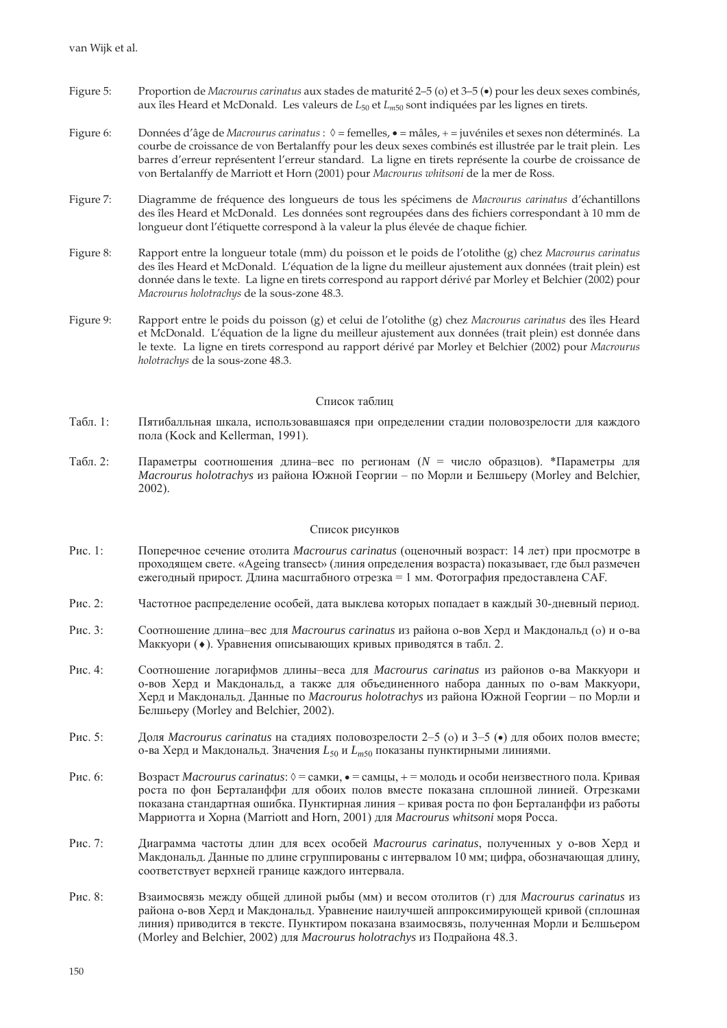Figure 5: Proportion de *Macrourus carinatus* aux stades de maturité 2–5 (o) et 3–5 (•) pour les deux sexes combinés, aux îles Heard et McDonald. Les valeurs de $L_{50}$ et $L_{m50}$ sont indiquées par les lignes en tirets.

Figure 6: Données d'âge de *Macrourus carinatus* : ◊ = femelles, • = mâles, + = juvéniles et sexes non déterminés. La courbe de croissance de von Bertalanffy pour les deux sexes combinés est illustrée par le trait plein. Les barres d'erreur représentent l'erreur standard. La ligne en tirets représente la courbe de croissance de von Bertalanffy de Marriott et Horn (2001) pour *Macrourus whitsoni* de la mer de Ross.

Figure 7: Diagramme de fréquence des longueurs de tous les spécimens de *Macrourus carinatus* d'échantillons des îles Heard et McDonald. Les données sont regroupées dans des fichiers correspondant à 10 mm de longueur dont l'étiquette correspond à la valeur la plus élevée de chaque fichier.

Figure 8: Rapport entre la longueur totale (mm) du poisson et le poids de l'otolithe (g) chez *Macrourus carinatus* des îles Heard et McDonald. L'équation de la ligne du meilleur ajustement aux données (trait plein) est donnée dans le texte. La ligne en tirets correspond au rapport dérivé par Morley et Belchier (2002) pour *Macrourus holotrachys* de la sous-zone 48.3.

Figure 9: Rapport entre le poids du poisson (g) et celui de l'otolithe (g) chez *Macrourus carinatus* des îles Heard et McDonald. L'équation de la ligne du meilleur ajustement aux données (trait plein) est donnée dans le texte. La ligne en tirets correspond au rapport dérivé par Morley et Belchier (2002) pour *Macrourus holotrachys* de la sous-zone 48.3.

## Список таблиц

Табл. 1: Пятибалльная шкала, использовавшаяся при определении стадии половозрелости для каждого пола (Kock and Kellerman, 1991).

Табл. 2: Параметры соотношения длина–вес по регионам ($N$ = число образцов). *Параметры для *Macrourus holotrachys* из района Южной Георгии – по Морли и Белшьеру (Morley and Belchier, 2002).

## Список рисунков

Рис. 1: Поперечное сечение отолита *Macrourus carinatus* (оценочный возраст: 14 лет) при просмотре в проходящем свете. «Ageing transect» (линия определения возраста) показывает, где был размечен ежегодный прирост. Длина масштабного отрезка = 1 мм. Фотография предоставлена CAF.

Рис. 2: Частотное распределение особей, дата выклева которых попадает в каждый 30-дневный период.

Рис. 3: Соотношение длина–вес для *Macrourus carinatus* из района о-вов Херд и Макдональд (o) и о-ва Маккуори (♦). Уравнения описывающих кривых приводятся в табл. 2.

Рис. 4: Соотношение логарифмов длины–веса для *Macrourus carinatus* из районов о-ва Маккуори и о-вов Херд и Макдональд, а также для объединенного набора данных по о-вам Маккуори, Херд и Макдональд. Данные по *Macrourus holotrachys* из района Южной Георгии – по Морли и Белшьеру (Morley and Belchier, 2002).

Рис. 5: Доля *Macrourus carinatus* на стадиях половозрелости 2–5 (o) и 3–5 (•) для обоих полов вместе; о-ва Херд и Макдональд. Значения $L_{50}$ и $L_{m50}$ показаны пунктирными линиями.

Рис. 6: Возраст *Macrourus carinatus*: ◊ = самки, • = самцы, + = молодь и особи неизвестного пола. Кривая роста по фон Берталанффи для обоих полов вместе показана сплошной линией. Отрезками показана стандартная ошибка. Пунктирная линия – кривая роста по фон Берталанффи из работы Марриотта и Хорна (Marriott and Horn, 2001) для *Macrourus whitsoni* моря Росса.

Рис. 7: Диаграмма частоты длин для всех особей *Macrourus carinatus*, полученных у о-вов Херд и Макдональд. Данные по длине сгруппированы с интервалом 10 мм; цифра, обозначающая длину, соответствует верхней границе каждого интервала.

Рис. 8: Взаимосвязь между общей длиной рыбы (мм) и весом отолитов (г) для *Macrourus carinatus* из района о-вов Херд и Макдональд. Уравнение наилучшей аппроксимирующей кривой (сплошная линия) приводится в тексте. Пунктиром показана взаимосвязь, полученная Морли и Белшьером (Morley and Belchier, 2002) для *Macrourus holotrachys* из Подрайона 48.3.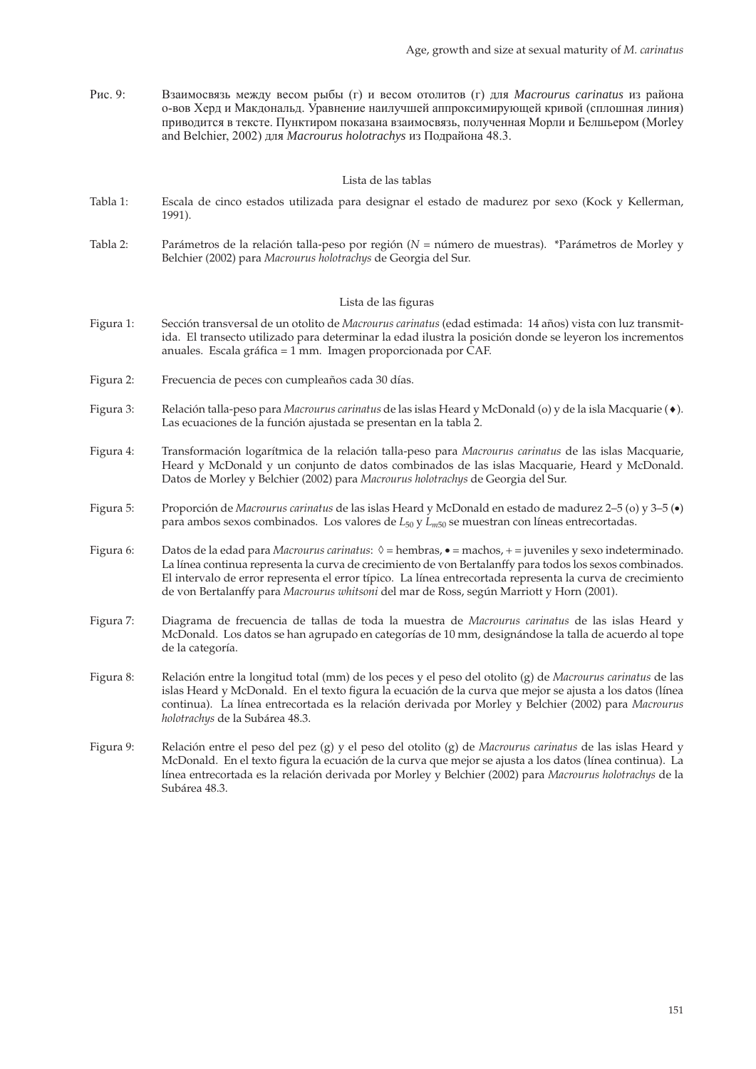Рис. 9: Взаимосвязь между весом рыбы (г) и весом отолитов (г) для *Macrourus carinatus* из района о-вов Херд и Макдональд. Уравнение наилучшей аппроксимирующей кривой (сплошная линия) приводится в тексте. Пунктиром показана взаимосвязь, полученная Морли и Белшьером (Morley and Belchier, 2002) для *Macrourus holotrachys* из Подрайона 48.3.

## Lista de las tablas

Tabla 1: Escala de cinco estados utilizada para designar el estado de madurez por sexo (Kock y Kellerman, 1991).

Tabla 2: Parámetros de la relación talla-peso por región ($N$ = número de muestras). *Parámetros de Morley y Belchier (2002) para *Macrourus holotrachys* de Georgia del Sur.

## Lista de las figuras

Figura 1: Sección transversal de un otolito de *Macrourus carinatus* (edad estimada: 14 años) vista con luz transmitida. El transecto utilizado para determinar la edad ilustra la posición donde se leyeron los incrementos anuales. Escala gráfica = 1 mm. Imagen proporcionada por CAF.

Figura 2: Frecuencia de peces con cumpleaños cada 30 días.

Figura 3: Relación talla-peso para *Macrourus carinatus* de las islas Heard y McDonald (o) y de la isla Macquarie (♦). Las ecuaciones de la función ajustada se presentan en la tabla 2.

Figura 4: Transformación logarítmica de la relación talla-peso para *Macrourus carinatus* de las islas Macquarie, Heard y McDonald y un conjunto de datos combinados de las islas Macquarie, Heard y McDonald. Datos de Morley y Belchier (2002) para *Macrourus holotrachys* de Georgia del Sur.

Figura 5: Proporción de *Macrourus carinatus* de las islas Heard y McDonald en estado de madurez 2–5 (o) y 3–5 (•) para ambos sexos combinados. Los valores de $L_{50}$ y $L_{m50}$ se muestran con líneas entrecortadas.

Figura 6: Datos de la edad para *Macrourus carinatus*: ◊ = hembras, • = machos, + = juveniles y sexo indeterminado. La línea continua representa la curva de crecimiento de von Bertalanffy para todos los sexos combinados. El intervalo de error representa el error típico. La línea entrecortada representa la curva de crecimiento de von Bertalanffy para *Macrourus whitsoni* del mar de Ross, según Marriott y Horn (2001).

Figura 7: Diagrama de frecuencia de tallas de toda la muestra de *Macrourus carinatus* de las islas Heard y McDonald. Los datos se han agrupado en categorías de 10 mm, designándose la talla de acuerdo al tope de la categoría.

Figura 8: Relación entre la longitud total (mm) de los peces y el peso del otolito (g) de *Macrourus carinatus* de las islas Heard y McDonald. En el texto figura la ecuación de la curva que mejor se ajusta a los datos (línea continua). La línea entrecortada es la relación derivada por Morley y Belchier (2002) para *Macrourus holotrachys* de la Subárea 48.3.

Figura 9: Relación entre el peso del pez (g) y el peso del otolito (g) de *Macrourus carinatus* de las islas Heard y McDonald. En el texto figura la ecuación de la curva que mejor se ajusta a los datos (línea continua). La línea entrecortada es la relación derivada por Morley y Belchier (2002) para *Macrourus holotrachys* de la Subárea 48.3.